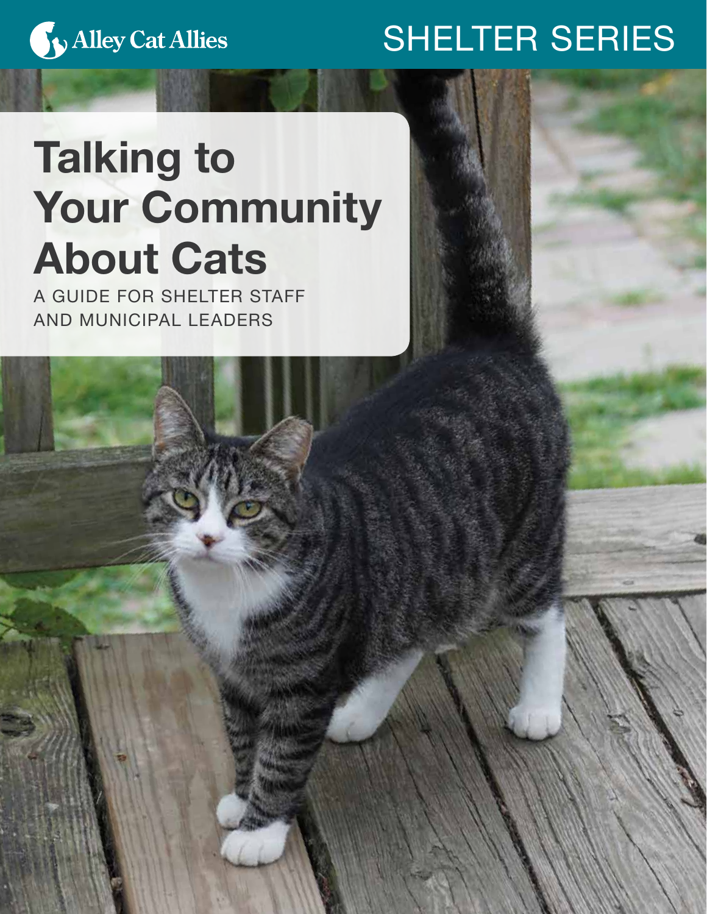Alley Cat Allies

SHELTER SERIES

# Talking to Your Community About Cats

A GUIDE FOR SHELTER STAFF AND MUNICIPAL LEADERS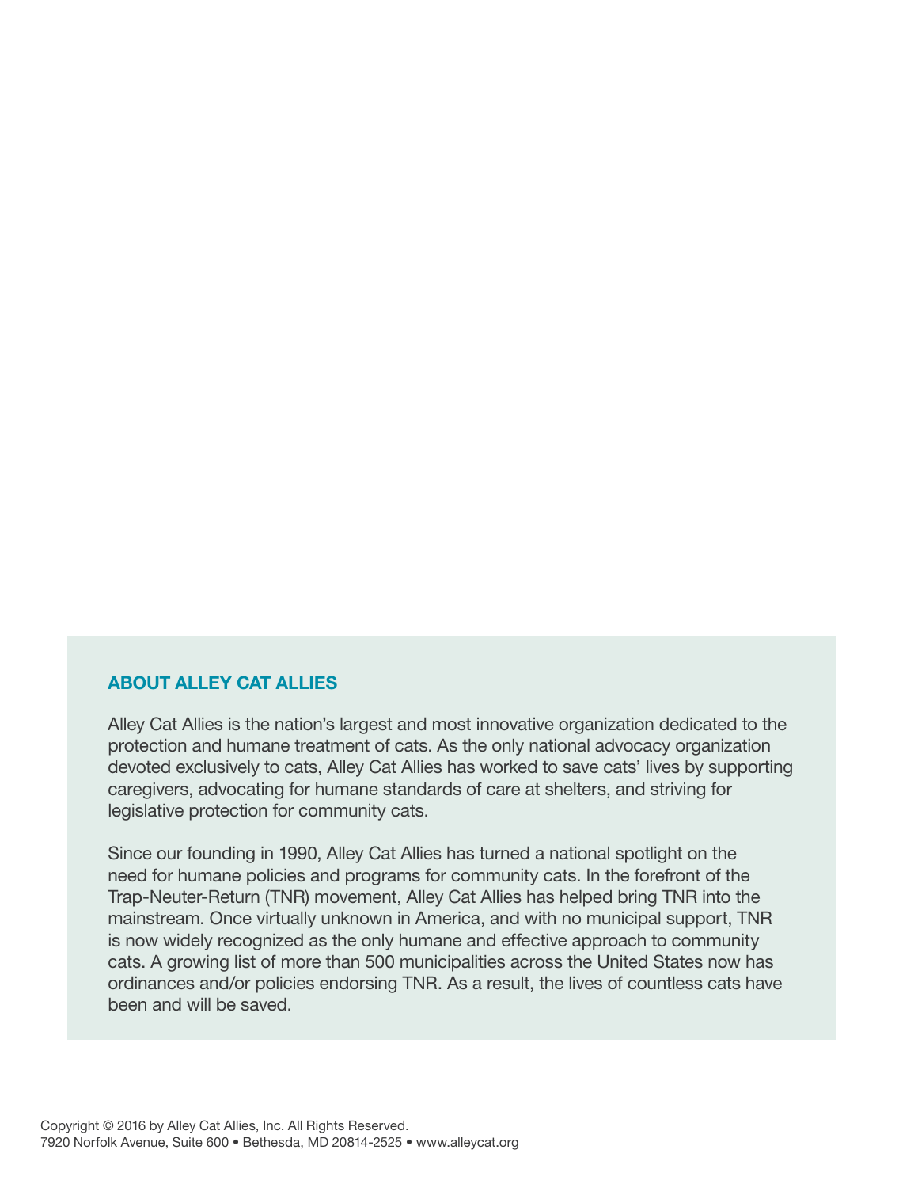## ABOUT ALLEY CAT ALLIES

Alley Cat Allies is the nation's largest and most innovative organization dedicated to the protection and humane treatment of cats. As the only national advocacy organization devoted exclusively to cats, Alley Cat Allies has worked to save cats' lives by supporting caregivers, advocating for humane standards of care at shelters, and striving for legislative protection for community cats.

Since our founding in 1990, Alley Cat Allies has turned a national spotlight on the need for humane policies and programs for community cats. In the forefront of the Trap-Neuter-Return (TNR) movement, Alley Cat Allies has helped bring TNR into the mainstream. Once virtually unknown in America, and with no municipal support, TNR is now widely recognized as the only humane and effective approach to community cats. A growing list of more than 500 municipalities across the United States now has ordinances and/or policies endorsing TNR. As a result, the lives of countless cats have been and will be saved.

Copyright © 2016 by Alley Cat Allies, Inc. All Rights Reserved.
7920 Norfolk Avenue, Suite 600 • Bethesda, MD 20814-2525 • www.alleycat.org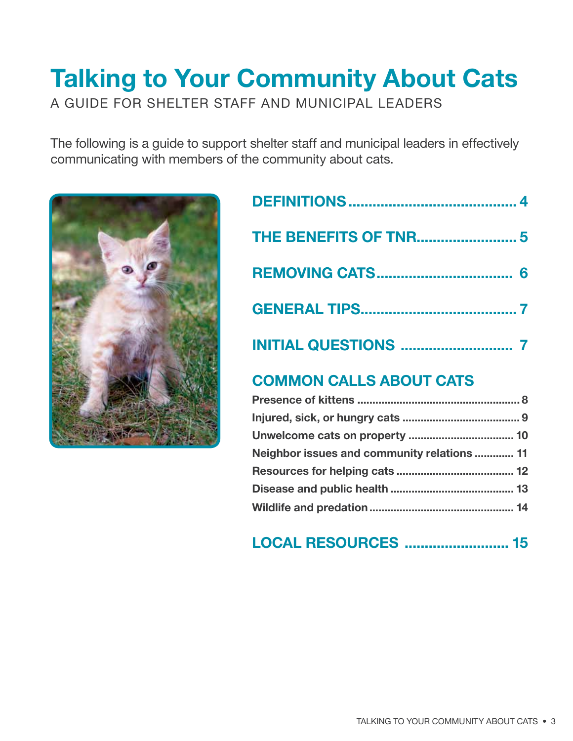# Talking to Your Community About Cats

A GUIDE FOR SHELTER STAFF AND MUNICIPAL LEADERS

The following is a guide to support shelter staff and municipal leaders in effectively communicating with members of the community about cats.

## DEFINITIONS .......................................... 4

## THE BENEFITS OF TNR......................... 5

## REMOVING CATS................................. 6

## GENERAL TIPS....................................... 7

## INITIAL QUESTIONS ............................ 7

## COMMON CALLS ABOUT CATS

**Presence of kittens** ...................................................... 8
**Injured, sick, or hungry cats** ....................................... 9
**Unwelcome cats on property** ................................... 10
**Neighbor issues and community relations** ............. 11
**Resources for helping cats** ....................................... 12
**Disease and public health** ......................................... 13
**Wildlife and predation** ............................................... 14

## LOCAL RESOURCES .......................... 15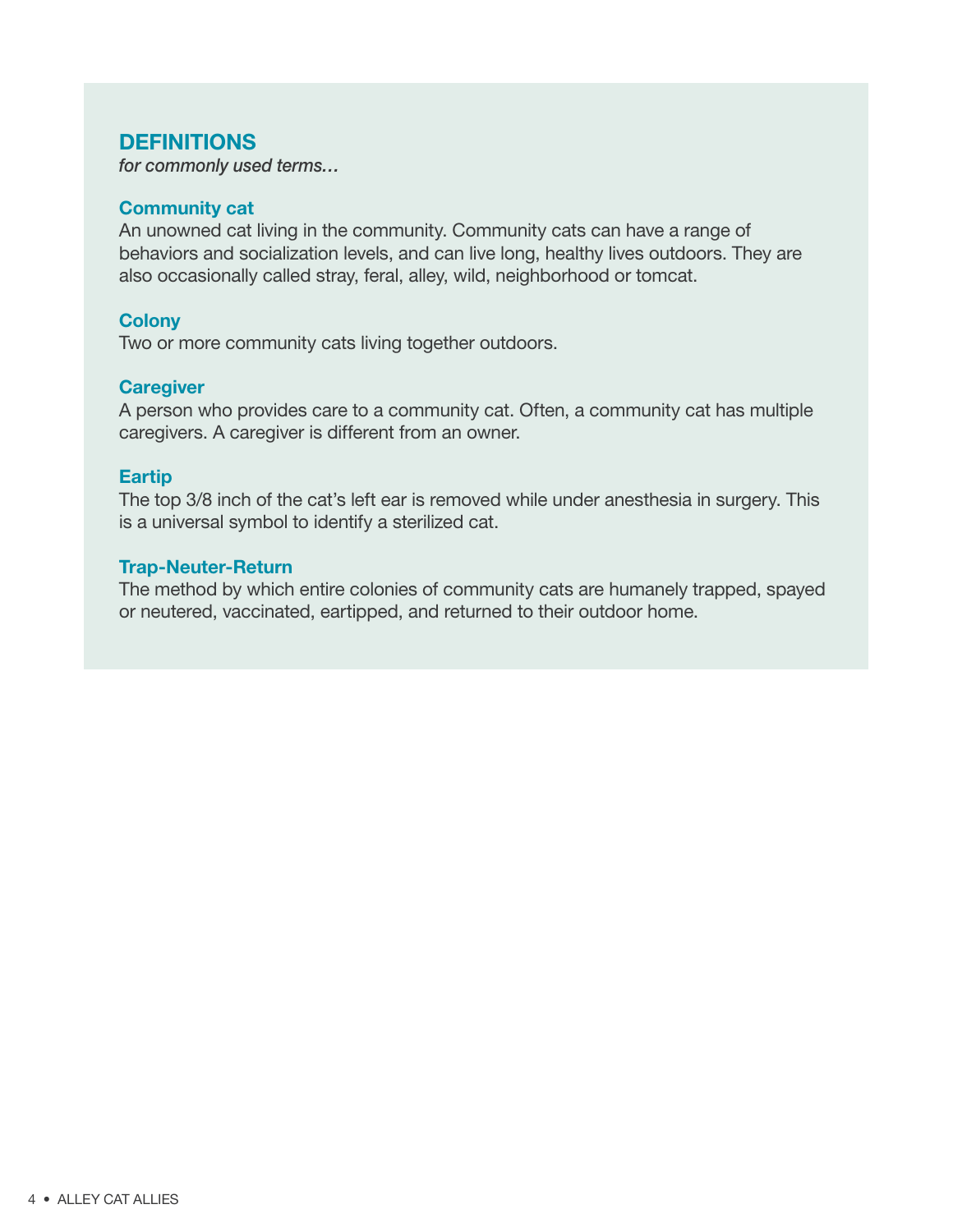## DEFINITIONS

*for commonly used terms…*

### Community cat

An unowned cat living in the community. Community cats can have a range of behaviors and socialization levels, and can live long, healthy lives outdoors. They are also occasionally called stray, feral, alley, wild, neighborhood or tomcat.

### Colony

Two or more community cats living together outdoors.

### Caregiver

A person who provides care to a community cat. Often, a community cat has multiple caregivers. A caregiver is different from an owner.

### Eartip

The top 3/8 inch of the cat's left ear is removed while under anesthesia in surgery. This is a universal symbol to identify a sterilized cat.

### Trap-Neuter-Return

The method by which entire colonies of community cats are humanely trapped, spayed or neutered, vaccinated, eartipped, and returned to their outdoor home.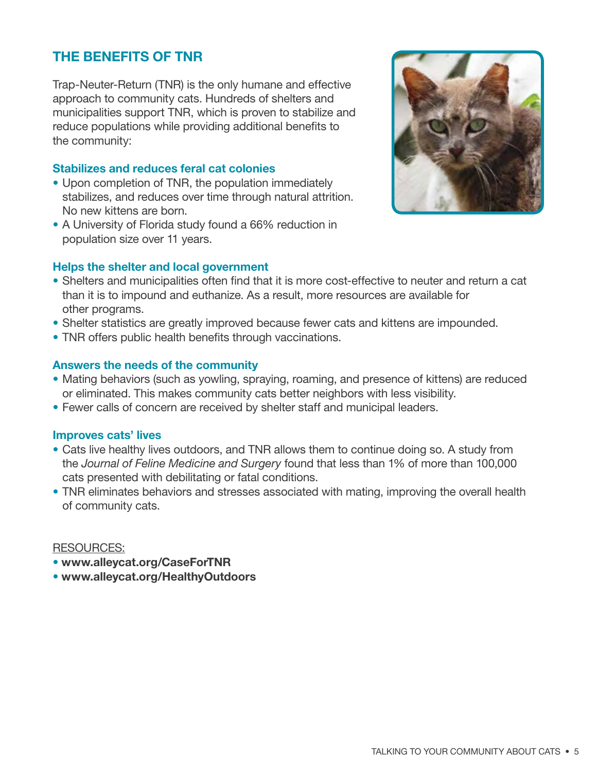## THE BENEFITS OF TNR

Trap-Neuter-Return (TNR) is the only humane and effective approach to community cats. Hundreds of shelters and municipalities support TNR, which is proven to stabilize and reduce populations while providing additional benefits to the community:

### Stabilizes and reduces feral cat colonies

- Upon completion of TNR, the population immediately stabilizes, and reduces over time through natural attrition. No new kittens are born.
- A University of Florida study found a 66% reduction in population size over 11 years.

### Helps the shelter and local government

- Shelters and municipalities often find that it is more cost-effective to neuter and return a cat than it is to impound and euthanize. As a result, more resources are available for other programs.
- Shelter statistics are greatly improved because fewer cats and kittens are impounded.
- TNR offers public health benefits through vaccinations.

### Answers the needs of the community

- Mating behaviors (such as yowling, spraying, roaming, and presence of kittens) are reduced or eliminated. This makes community cats better neighbors with less visibility.
- Fewer calls of concern are received by shelter staff and municipal leaders.

### Improves cats' lives

- Cats live healthy lives outdoors, and TNR allows them to continue doing so. A study from the *Journal of Feline Medicine and Surgery* found that less than 1% of more than 100,000 cats presented with debilitating or fatal conditions.
- TNR eliminates behaviors and stresses associated with mating, improving the overall health of community cats.

RESOURCES:

- **www.alleycat.org/CaseForTNR**
- **www.alleycat.org/HealthyOutdoors**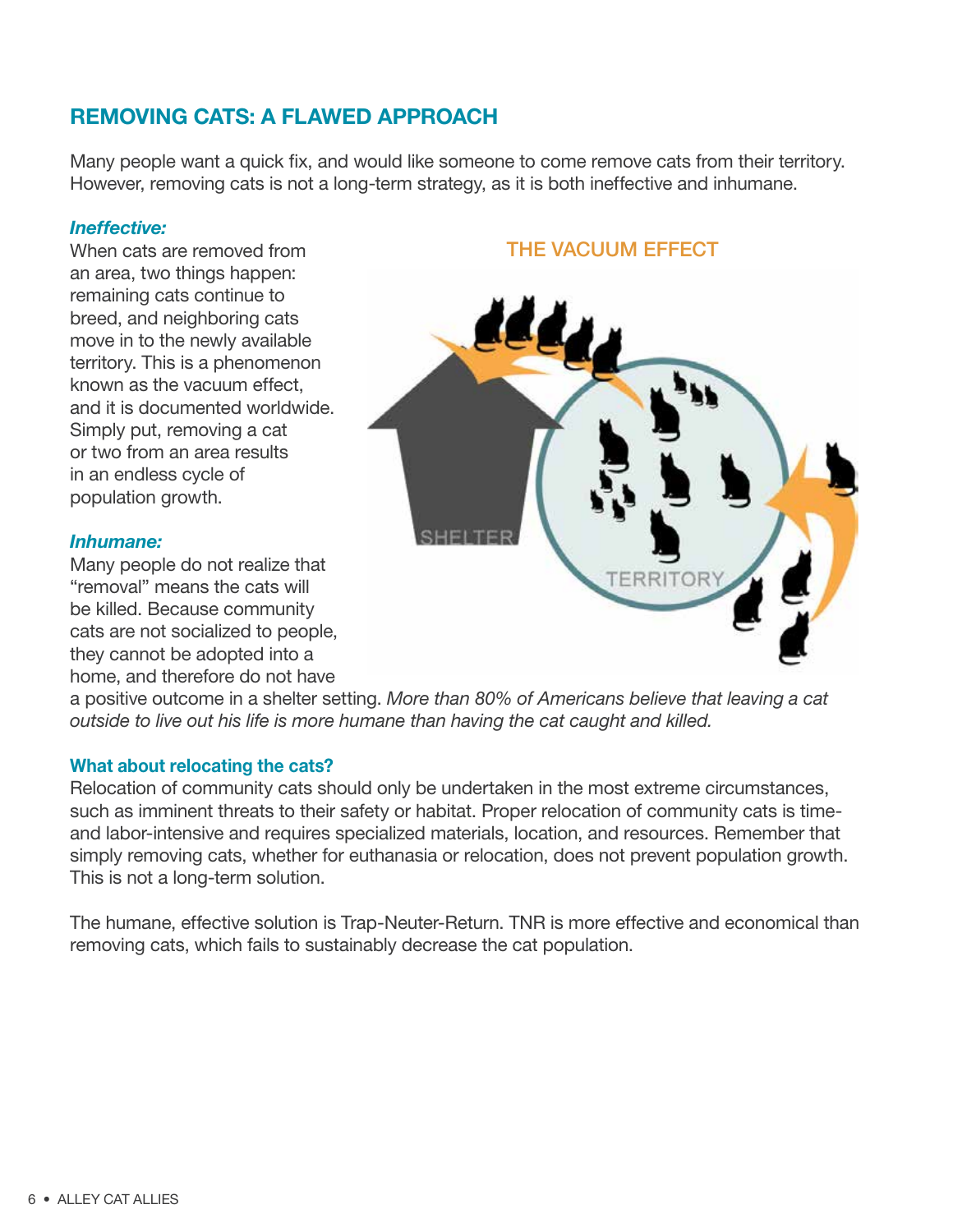## REMOVING CATS: A FLAWED APPROACH

Many people want a quick fix, and would like someone to come remove cats from their territory. However, removing cats is not a long-term strategy, as it is both ineffective and inhumane.

***Ineffective:***
When cats are removed from an area, two things happen: remaining cats continue to breed, and neighboring cats move in to the newly available territory. This is a phenomenon known as the vacuum effect, and it is documented worldwide. Simply put, removing a cat or two from an area results in an endless cycle of population growth.

THE VACUUM EFFECT

SHELTER

TERRITORY

***Inhumane:***
Many people do not realize that "removal" means the cats will be killed. Because community cats are not socialized to people, they cannot be adopted into a home, and therefore do not have a positive outcome in a shelter setting. *More than 80% of Americans believe that leaving a cat outside to live out his life is more humane than having the cat caught and killed.*

### What about relocating the cats?

Relocation of community cats should only be undertaken in the most extreme circumstances, such as imminent threats to their safety or habitat. Proper relocation of community cats is time- and labor-intensive and requires specialized materials, location, and resources. Remember that simply removing cats, whether for euthanasia or relocation, does not prevent population growth. This is not a long-term solution.

The humane, effective solution is Trap-Neuter-Return. TNR is more effective and economical than removing cats, which fails to sustainably decrease the cat population.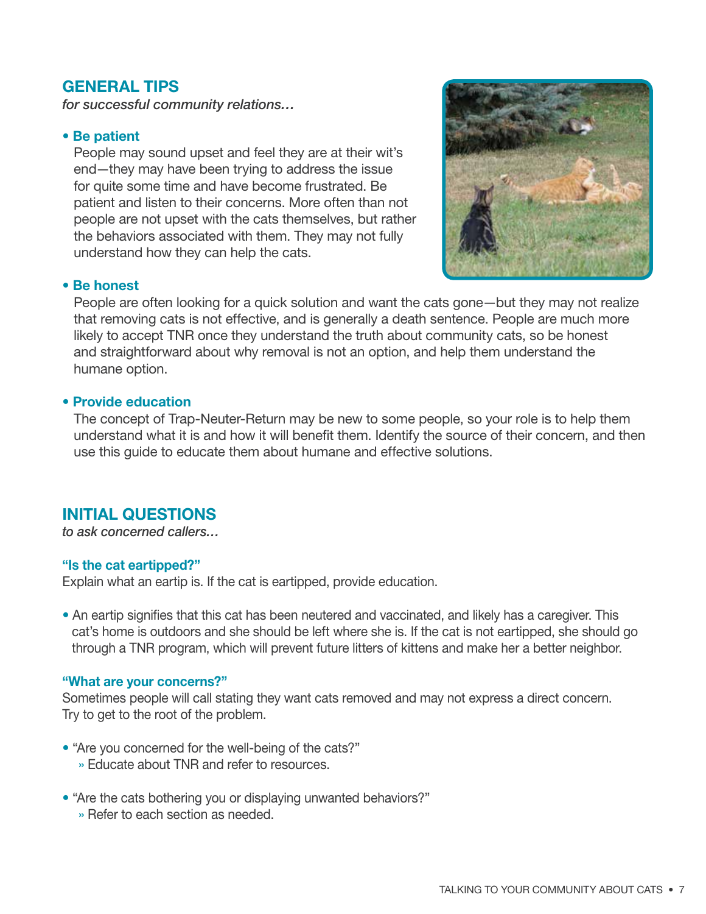## GENERAL TIPS

*for successful community relations…*

- **Be patient**
  People may sound upset and feel they are at their wit's end—they may have been trying to address the issue for quite some time and have become frustrated. Be patient and listen to their concerns. More often than not people are not upset with the cats themselves, but rather the behaviors associated with them. They may not fully understand how they can help the cats.

- **Be honest**
  People are often looking for a quick solution and want the cats gone—but they may not realize that removing cats is not effective, and is generally a death sentence. People are much more likely to accept TNR once they understand the truth about community cats, so be honest and straightforward about why removal is not an option, and help them understand the humane option.

- **Provide education**
  The concept of Trap-Neuter-Return may be new to some people, so your role is to help them understand what it is and how it will benefit them. Identify the source of their concern, and then use this guide to educate them about humane and effective solutions.

## INITIAL QUESTIONS

*to ask concerned callers…*

### "Is the cat eartipped?"

Explain what an eartip is. If the cat is eartipped, provide education.

- An eartip signifies that this cat has been neutered and vaccinated, and likely has a caregiver. This cat's home is outdoors and she should be left where she is. If the cat is not eartipped, she should go through a TNR program, which will prevent future litters of kittens and make her a better neighbor.

### "What are your concerns?"

Sometimes people will call stating they want cats removed and may not express a direct concern. Try to get to the root of the problem.

- "Are you concerned for the well-being of the cats?"
  - » Educate about TNR and refer to resources.

- "Are the cats bothering you or displaying unwanted behaviors?"
  - » Refer to each section as needed.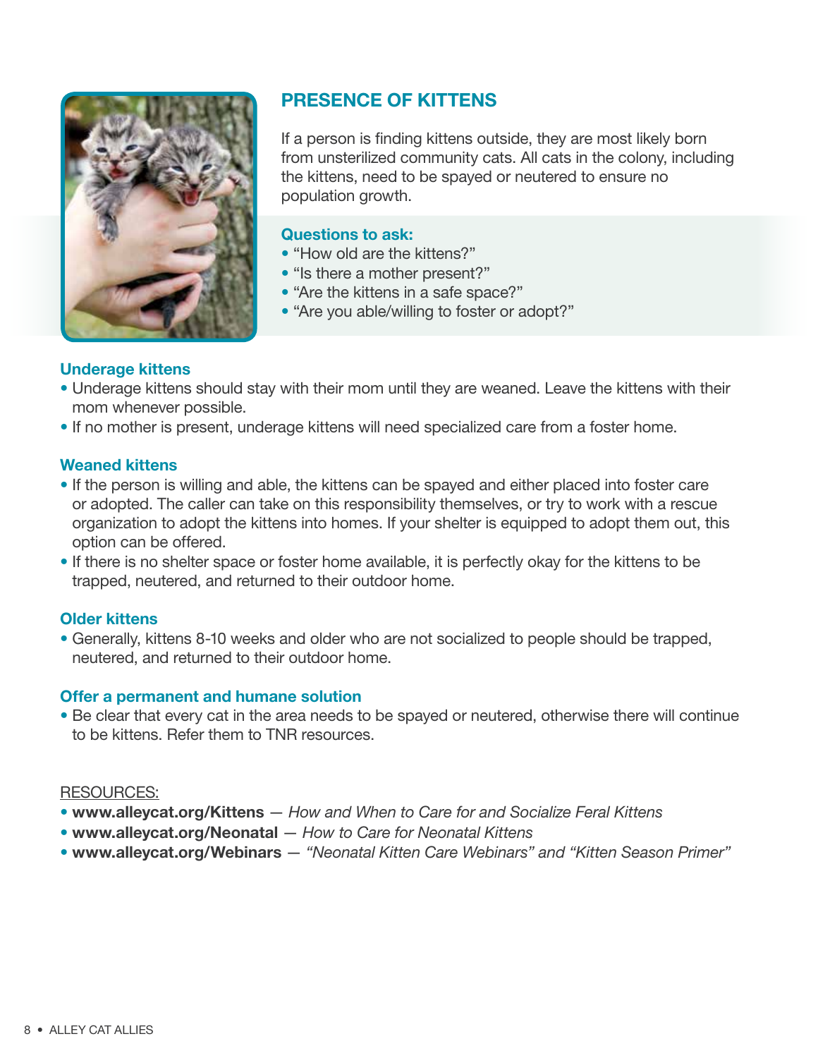## PRESENCE OF KITTENS

If a person is finding kittens outside, they are most likely born from unsterilized community cats. All cats in the colony, including the kittens, need to be spayed or neutered to ensure no population growth.

### Questions to ask:

- "How old are the kittens?"
- "Is there a mother present?"
- "Are the kittens in a safe space?"
- "Are you able/willing to foster or adopt?"

### Underage kittens

- Underage kittens should stay with their mom until they are weaned. Leave the kittens with their mom whenever possible.
- If no mother is present, underage kittens will need specialized care from a foster home.

### Weaned kittens

- If the person is willing and able, the kittens can be spayed and either placed into foster care or adopted. The caller can take on this responsibility themselves, or try to work with a rescue organization to adopt the kittens into homes. If your shelter is equipped to adopt them out, this option can be offered.
- If there is no shelter space or foster home available, it is perfectly okay for the kittens to be trapped, neutered, and returned to their outdoor home.

### Older kittens

- Generally, kittens 8-10 weeks and older who are not socialized to people should be trapped, neutered, and returned to their outdoor home.

### Offer a permanent and humane solution

- Be clear that every cat in the area needs to be spayed or neutered, otherwise there will continue to be kittens. Refer them to TNR resources.

RESOURCES:

- **www.alleycat.org/Kittens** — *How and When to Care for and Socialize Feral Kittens*
- **www.alleycat.org/Neonatal** — *How to Care for Neonatal Kittens*
- **www.alleycat.org/Webinars** — *"Neonatal Kitten Care Webinars" and "Kitten Season Primer"*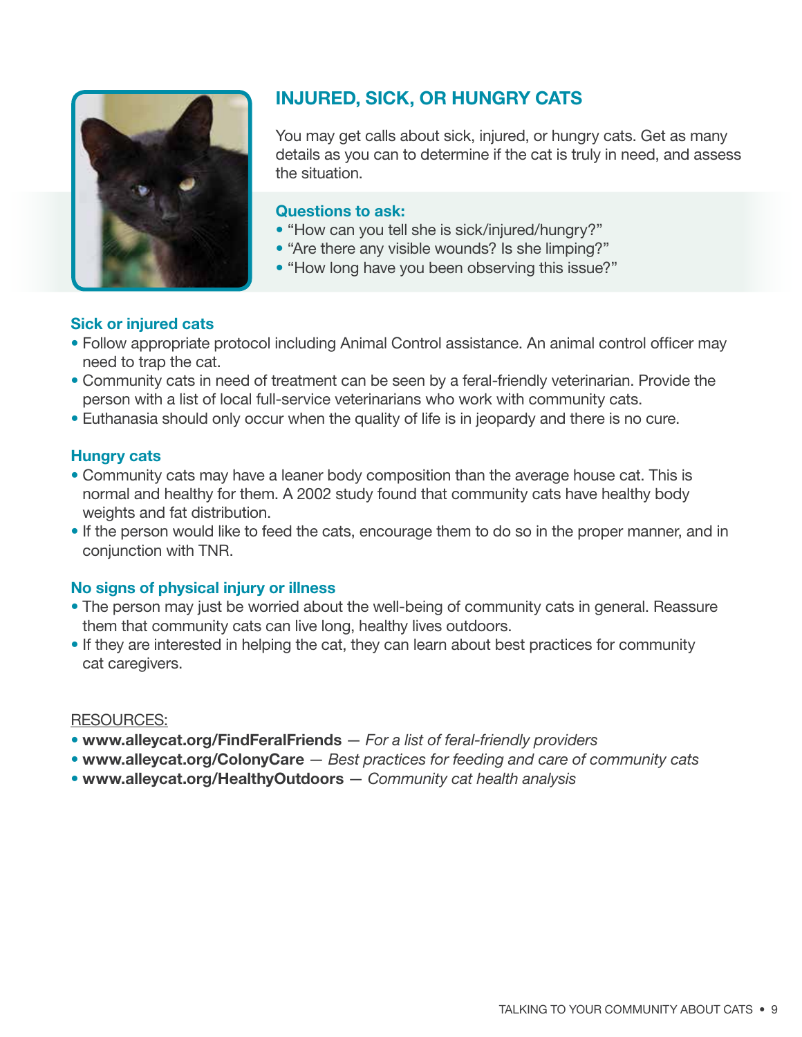## INJURED, SICK, OR HUNGRY CATS

You may get calls about sick, injured, or hungry cats. Get as many details as you can to determine if the cat is truly in need, and assess the situation.

**Questions to ask:**

- "How can you tell she is sick/injured/hungry?"
- "Are there any visible wounds? Is she limping?"
- "How long have you been observing this issue?"

### Sick or injured cats

- Follow appropriate protocol including Animal Control assistance. An animal control officer may need to trap the cat.
- Community cats in need of treatment can be seen by a feral-friendly veterinarian. Provide the person with a list of local full-service veterinarians who work with community cats.
- Euthanasia should only occur when the quality of life is in jeopardy and there is no cure.

### Hungry cats

- Community cats may have a leaner body composition than the average house cat. This is normal and healthy for them. A 2002 study found that community cats have healthy body weights and fat distribution.
- If the person would like to feed the cats, encourage them to do so in the proper manner, and in conjunction with TNR.

### No signs of physical injury or illness

- The person may just be worried about the well-being of community cats in general. Reassure them that community cats can live long, healthy lives outdoors.
- If they are interested in helping the cat, they can learn about best practices for community cat caregivers.

RESOURCES:

- **www.alleycat.org/FindFeralFriends** — *For a list of feral-friendly providers*
- **www.alleycat.org/ColonyCare** — *Best practices for feeding and care of community cats*
- **www.alleycat.org/HealthyOutdoors** — *Community cat health analysis*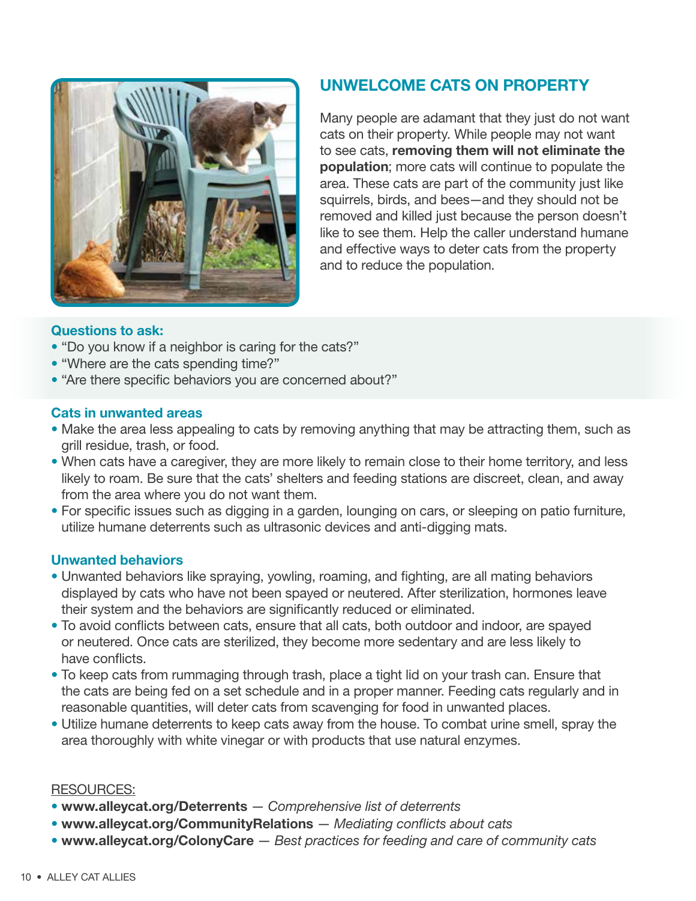## UNWELCOME CATS ON PROPERTY

Many people are adamant that they just do not want cats on their property. While people may not want to see cats, **removing them will not eliminate the population**; more cats will continue to populate the area. These cats are part of the community just like squirrels, birds, and bees—and they should not be removed and killed just because the person doesn't like to see them. Help the caller understand humane and effective ways to deter cats from the property and to reduce the population.

### Questions to ask:

- "Do you know if a neighbor is caring for the cats?"
- "Where are the cats spending time?"
- "Are there specific behaviors you are concerned about?"

### Cats in unwanted areas

- Make the area less appealing to cats by removing anything that may be attracting them, such as grill residue, trash, or food.
- When cats have a caregiver, they are more likely to remain close to their home territory, and less likely to roam. Be sure that the cats' shelters and feeding stations are discreet, clean, and away from the area where you do not want them.
- For specific issues such as digging in a garden, lounging on cars, or sleeping on patio furniture, utilize humane deterrents such as ultrasonic devices and anti-digging mats.

### Unwanted behaviors

- Unwanted behaviors like spraying, yowling, roaming, and fighting, are all mating behaviors displayed by cats who have not been spayed or neutered. After sterilization, hormones leave their system and the behaviors are significantly reduced or eliminated.
- To avoid conflicts between cats, ensure that all cats, both outdoor and indoor, are spayed or neutered. Once cats are sterilized, they become more sedentary and are less likely to have conflicts.
- To keep cats from rummaging through trash, place a tight lid on your trash can. Ensure that the cats are being fed on a set schedule and in a proper manner. Feeding cats regularly and in reasonable quantities, will deter cats from scavenging for food in unwanted places.
- Utilize humane deterrents to keep cats away from the house. To combat urine smell, spray the area thoroughly with white vinegar or with products that use natural enzymes.

RESOURCES:

- **www.alleycat.org/Deterrents** — *Comprehensive list of deterrents*
- **www.alleycat.org/CommunityRelations** — *Mediating conflicts about cats*
- **www.alleycat.org/ColonyCare** — *Best practices for feeding and care of community cats*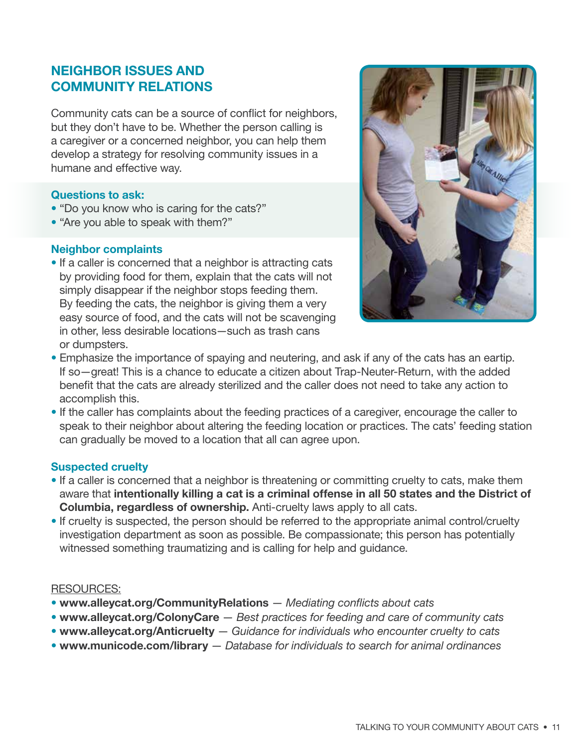## NEIGHBOR ISSUES AND COMMUNITY RELATIONS

Community cats can be a source of conflict for neighbors, but they don't have to be. Whether the person calling is a caregiver or a concerned neighbor, you can help them develop a strategy for resolving community issues in a humane and effective way.

### Questions to ask:

- "Do you know who is caring for the cats?"
- "Are you able to speak with them?"

### Neighbor complaints

- If a caller is concerned that a neighbor is attracting cats by providing food for them, explain that the cats will not simply disappear if the neighbor stops feeding them. By feeding the cats, the neighbor is giving them a very easy source of food, and the cats will not be scavenging in other, less desirable locations—such as trash cans or dumpsters.
- Emphasize the importance of spaying and neutering, and ask if any of the cats has an eartip. If so—great! This is a chance to educate a citizen about Trap-Neuter-Return, with the added benefit that the cats are already sterilized and the caller does not need to take any action to accomplish this.
- If the caller has complaints about the feeding practices of a caregiver, encourage the caller to speak to their neighbor about altering the feeding location or practices. The cats' feeding station can gradually be moved to a location that all can agree upon.

### Suspected cruelty

- If a caller is concerned that a neighbor is threatening or committing cruelty to cats, make them aware that **intentionally killing a cat is a criminal offense in all 50 states and the District of Columbia, regardless of ownership.** Anti-cruelty laws apply to all cats.
- If cruelty is suspected, the person should be referred to the appropriate animal control/cruelty investigation department as soon as possible. Be compassionate; this person has potentially witnessed something traumatizing and is calling for help and guidance.

RESOURCES:

- **www.alleycat.org/CommunityRelations** — *Mediating conflicts about cats*
- **www.alleycat.org/ColonyCare** — *Best practices for feeding and care of community cats*
- **www.alleycat.org/Anticruelty** — *Guidance for individuals who encounter cruelty to cats*
- **www.municode.com/library** — *Database for individuals to search for animal ordinances*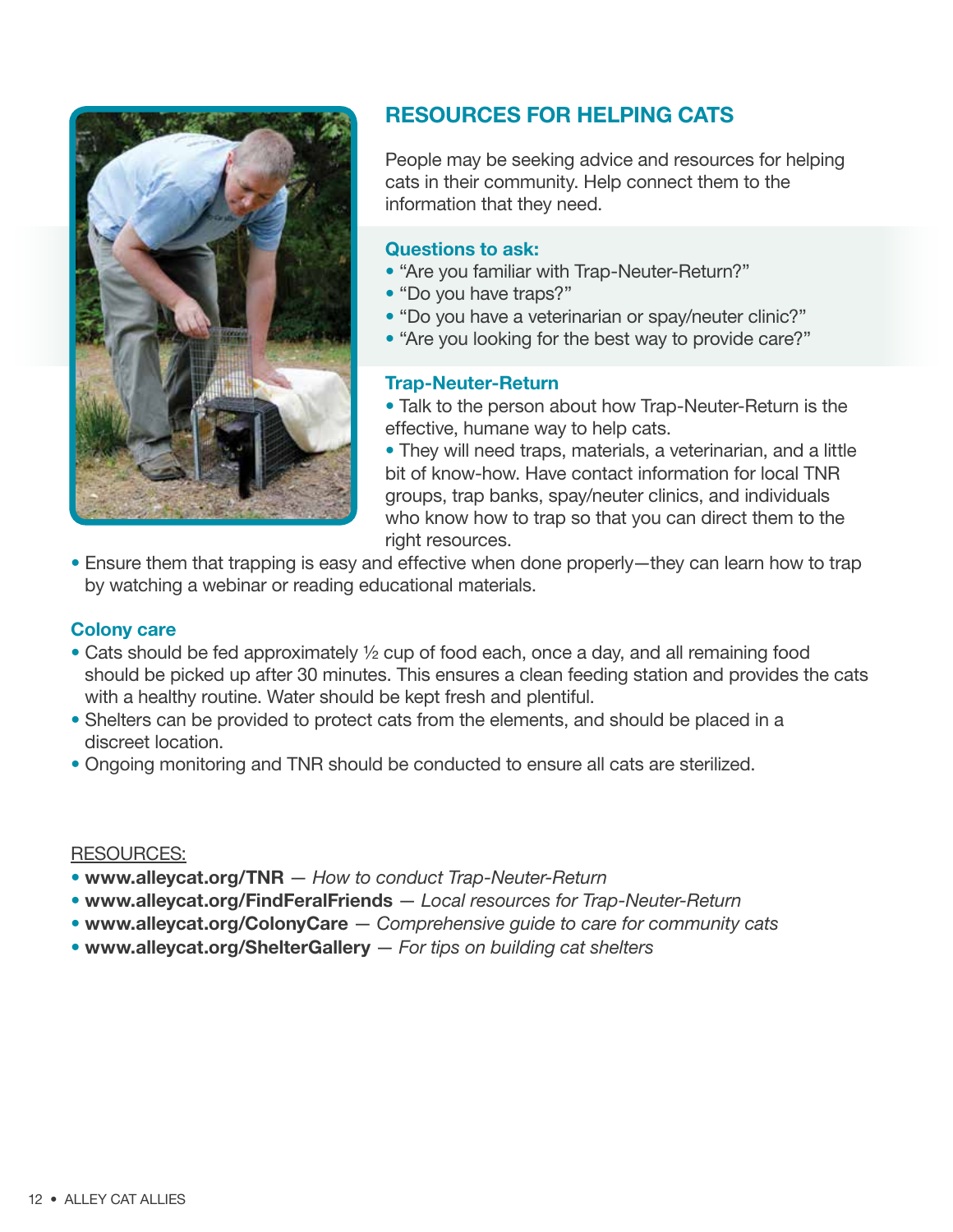## RESOURCES FOR HELPING CATS

People may be seeking advice and resources for helping cats in their community. Help connect them to the information that they need.

### Questions to ask:

- "Are you familiar with Trap-Neuter-Return?"
- "Do you have traps?"
- "Do you have a veterinarian or spay/neuter clinic?"
- "Are you looking for the best way to provide care?"

### Trap-Neuter-Return

- Talk to the person about how Trap-Neuter-Return is the effective, humane way to help cats.
- They will need traps, materials, a veterinarian, and a little bit of know-how. Have contact information for local TNR groups, trap banks, spay/neuter clinics, and individuals who know how to trap so that you can direct them to the right resources.
- Ensure them that trapping is easy and effective when done properly—they can learn how to trap by watching a webinar or reading educational materials.

### Colony care

- Cats should be fed approximately ½ cup of food each, once a day, and all remaining food should be picked up after 30 minutes. This ensures a clean feeding station and provides the cats with a healthy routine. Water should be kept fresh and plentiful.
- Shelters can be provided to protect cats from the elements, and should be placed in a discreet location.
- Ongoing monitoring and TNR should be conducted to ensure all cats are sterilized.

RESOURCES:

- **www.alleycat.org/TNR** — *How to conduct Trap-Neuter-Return*
- **www.alleycat.org/FindFeralFriends** — *Local resources for Trap-Neuter-Return*
- **www.alleycat.org/ColonyCare** — *Comprehensive guide to care for community cats*
- **www.alleycat.org/ShelterGallery** — *For tips on building cat shelters*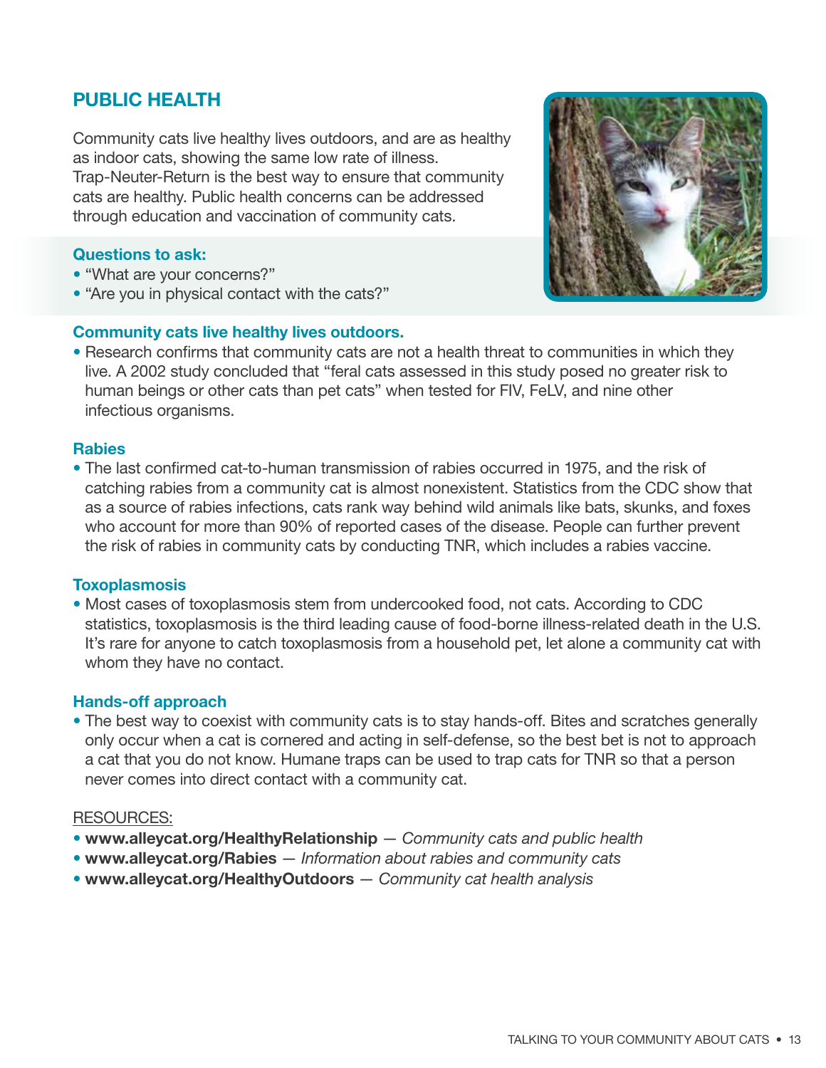## PUBLIC HEALTH

Community cats live healthy lives outdoors, and are as healthy as indoor cats, showing the same low rate of illness. Trap-Neuter-Return is the best way to ensure that community cats are healthy. Public health concerns can be addressed through education and vaccination of community cats.

**Questions to ask:**

- "What are your concerns?"
- "Are you in physical contact with the cats?"

**Community cats live healthy lives outdoors.**

- Research confirms that community cats are not a health threat to communities in which they live. A 2002 study concluded that "feral cats assessed in this study posed no greater risk to human beings or other cats than pet cats" when tested for FIV, FeLV, and nine other infectious organisms.

**Rabies**

- The last confirmed cat-to-human transmission of rabies occurred in 1975, and the risk of catching rabies from a community cat is almost nonexistent. Statistics from the CDC show that as a source of rabies infections, cats rank way behind wild animals like bats, skunks, and foxes who account for more than 90% of reported cases of the disease. People can further prevent the risk of rabies in community cats by conducting TNR, which includes a rabies vaccine.

**Toxoplasmosis**

- Most cases of toxoplasmosis stem from undercooked food, not cats. According to CDC statistics, toxoplasmosis is the third leading cause of food-borne illness-related death in the U.S. It's rare for anyone to catch toxoplasmosis from a household pet, let alone a community cat with whom they have no contact.

**Hands-off approach**

- The best way to coexist with community cats is to stay hands-off. Bites and scratches generally only occur when a cat is cornered and acting in self-defense, so the best bet is not to approach a cat that you do not know. Humane traps can be used to trap cats for TNR so that a person never comes into direct contact with a community cat.

RESOURCES:

- **www.alleycat.org/HealthyRelationship** — *Community cats and public health*
- **www.alleycat.org/Rabies** — *Information about rabies and community cats*
- **www.alleycat.org/HealthyOutdoors** — *Community cat health analysis*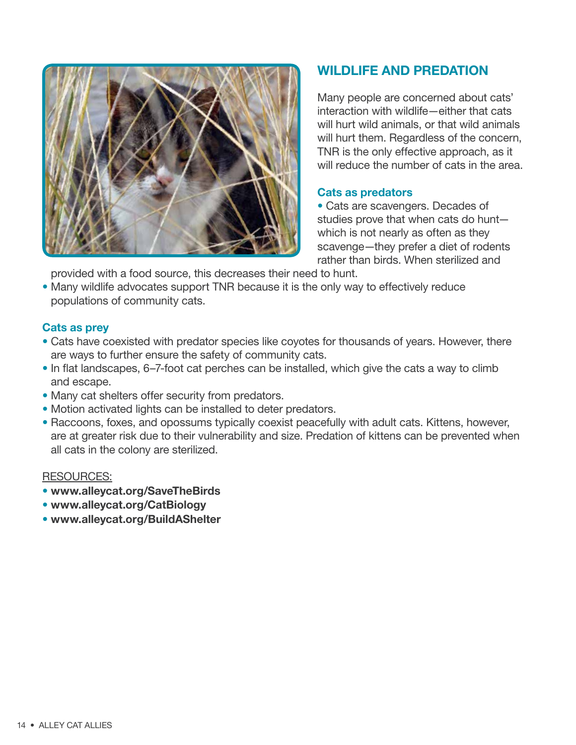## WILDLIFE AND PREDATION

Many people are concerned about cats' interaction with wildlife—either that cats will hurt wild animals, or that wild animals will hurt them. Regardless of the concern, TNR is the only effective approach, as it will reduce the number of cats in the area.

### Cats as predators

- Cats are scavengers. Decades of studies prove that when cats do hunt—which is not nearly as often as they scavenge—they prefer a diet of rodents rather than birds. When sterilized and provided with a food source, this decreases their need to hunt.
- Many wildlife advocates support TNR because it is the only way to effectively reduce populations of community cats.

### Cats as prey

- Cats have coexisted with predator species like coyotes for thousands of years. However, there are ways to further ensure the safety of community cats.
- In flat landscapes, 6–7-foot cat perches can be installed, which give the cats a way to climb and escape.
- Many cat shelters offer security from predators.
- Motion activated lights can be installed to deter predators.
- Raccoons, foxes, and opossums typically coexist peacefully with adult cats. Kittens, however, are at greater risk due to their vulnerability and size. Predation of kittens can be prevented when all cats in the colony are sterilized.

RESOURCES:

- **www.alleycat.org/SaveTheBirds**
- **www.alleycat.org/CatBiology**
- **www.alleycat.org/BuildAShelter**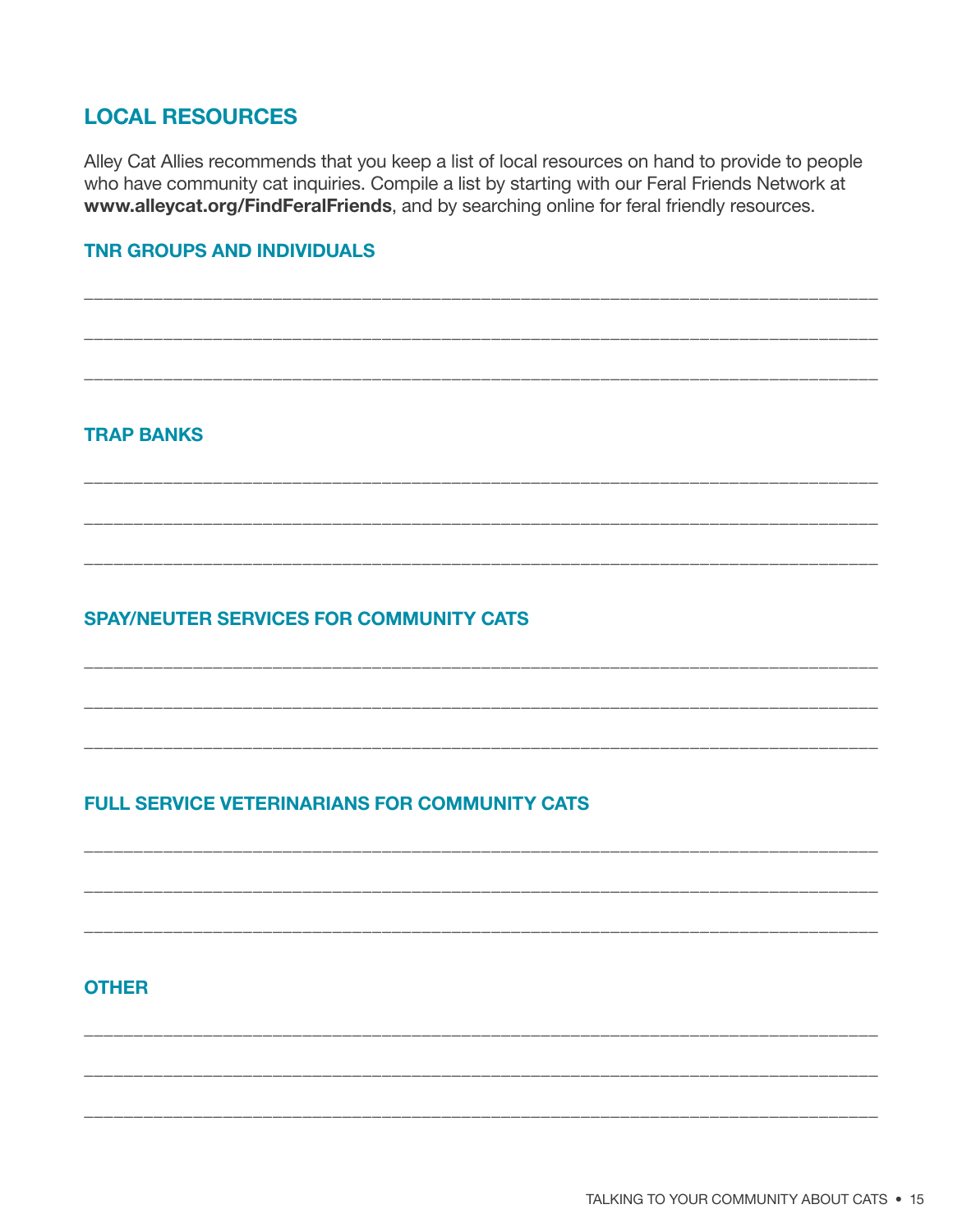## LOCAL RESOURCES

Alley Cat Allies recommends that you keep a list of local resources on hand to provide to people who have community cat inquiries. Compile a list by starting with our Feral Friends Network at **www.alleycat.org/FindFeralFriends**, and by searching online for feral friendly resources.

### TNR GROUPS AND INDIVIDUALS

______________________________________________________________________________

______________________________________________________________________________

______________________________________________________________________________

### TRAP BANKS

______________________________________________________________________________

______________________________________________________________________________

______________________________________________________________________________

### SPAY/NEUTER SERVICES FOR COMMUNITY CATS

______________________________________________________________________________

______________________________________________________________________________

______________________________________________________________________________

### FULL SERVICE VETERINARIANS FOR COMMUNITY CATS

______________________________________________________________________________

______________________________________________________________________________

______________________________________________________________________________

### OTHER

______________________________________________________________________________

______________________________________________________________________________

______________________________________________________________________________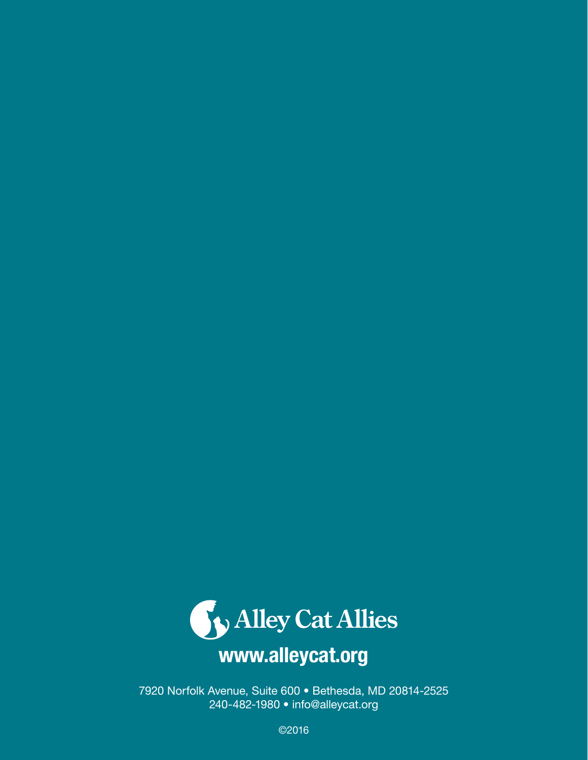Alley Cat Allies

**www.alleycat.org**

7920 Norfolk Avenue, Suite 600 • Bethesda, MD 20814-2525
240-482-1980 • info@alleycat.org

©2016